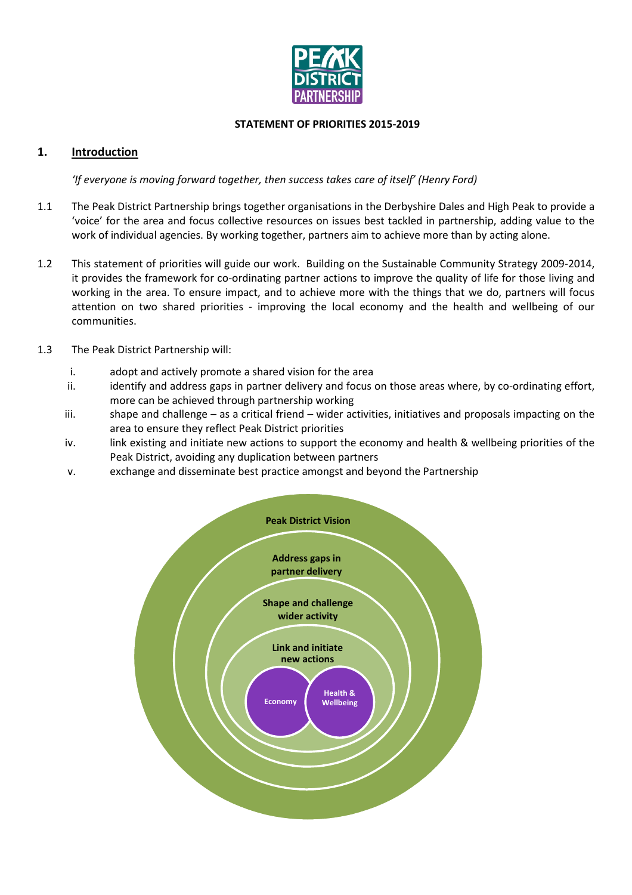**STATEMENT OF PRIORITIES 2015-2019**

## 1. Introduction

*'If everyone is moving forward together, then success takes care of itself' (Henry Ford)*

1.1 The Peak District Partnership brings together organisations in the Derbyshire Dales and High Peak to provide a 'voice' for the area and focus collective resources on issues best tackled in partnership, adding value to the work of individual agencies. By working together, partners aim to achieve more than by acting alone.

1.2 This statement of priorities will guide our work. Building on the Sustainable Community Strategy 2009-2014, it provides the framework for co-ordinating partner actions to improve the quality of life for those living and working in the area. To ensure impact, and to achieve more with the things that we do, partners will focus attention on two shared priorities - improving the local economy and the health and wellbeing of our communities.

1.3 The Peak District Partnership will:

i. adopt and actively promote a shared vision for the area
ii. identify and address gaps in partner delivery and focus on those areas where, by co-ordinating effort, more can be achieved through partnership working
iii. shape and challenge – as a critical friend – wider activities, initiatives and proposals impacting on the area to ensure they reflect Peak District priorities
iv. link existing and initiate new actions to support the economy and health & wellbeing priorities of the Peak District, avoiding any duplication between partners
v. exchange and disseminate best practice amongst and beyond the Partnership

**Peak District Vision**

**Address gaps in partner delivery**

**Shape and challenge wider activity**

**Link and initiate new actions**

**Economy** | **Health & Wellbeing**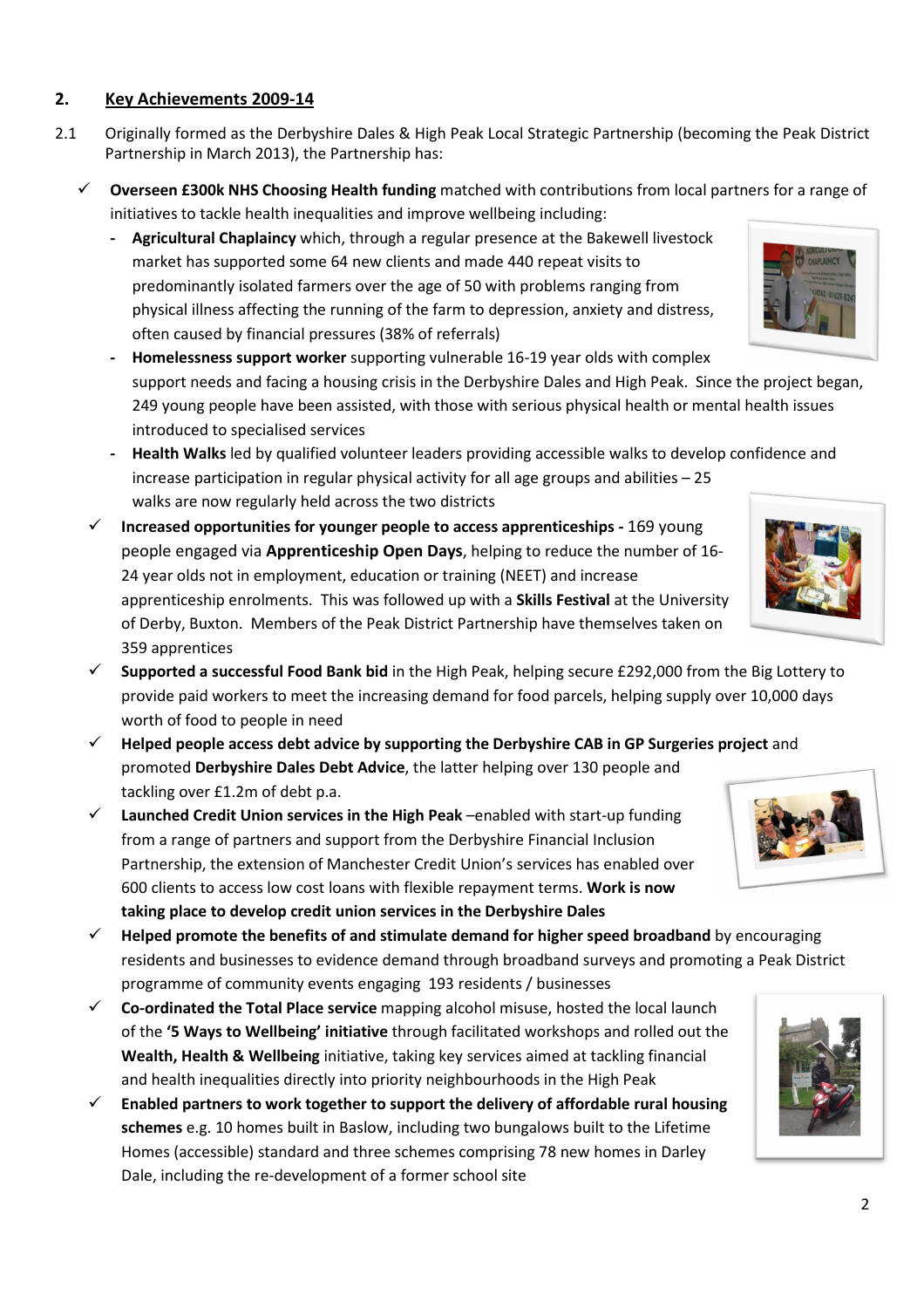## 2. Key Achievements 2009-14

2.1 Originally formed as the Derbyshire Dales & High Peak Local Strategic Partnership (becoming the Peak District Partnership in March 2013), the Partnership has:

- ✓ **Overseen £300k NHS Choosing Health funding** matched with contributions from local partners for a range of initiatives to tackle health inequalities and improve wellbeing including:
  - **Agricultural Chaplaincy** which, through a regular presence at the Bakewell livestock market has supported some 64 new clients and made 440 repeat visits to predominantly isolated farmers over the age of 50 with problems ranging from physical illness affecting the running of the farm to depression, anxiety and distress, often caused by financial pressures (38% of referrals)
  - **Homelessness support worker** supporting vulnerable 16-19 year olds with complex support needs and facing a housing crisis in the Derbyshire Dales and High Peak. Since the project began, 249 young people have been assisted, with those with serious physical health or mental health issues introduced to specialised services
  - **Health Walks** led by qualified volunteer leaders providing accessible walks to develop confidence and increase participation in regular physical activity for all age groups and abilities – 25 walks are now regularly held across the two districts
- ✓ **Increased opportunities for younger people to access apprenticeships -** 169 young people engaged via **Apprenticeship Open Days**, helping to reduce the number of 16-24 year olds not in employment, education or training (NEET) and increase apprenticeship enrolments. This was followed up with a **Skills Festival** at the University of Derby, Buxton. Members of the Peak District Partnership have themselves taken on 359 apprentices
- ✓ **Supported a successful Food Bank bid** in the High Peak, helping secure £292,000 from the Big Lottery to provide paid workers to meet the increasing demand for food parcels, helping supply over 10,000 days worth of food to people in need
- ✓ **Helped people access debt advice by supporting the Derbyshire CAB in GP Surgeries project** and promoted **Derbyshire Dales Debt Advice**, the latter helping over 130 people and tackling over £1.2m of debt p.a.
- ✓ **Launched Credit Union services in the High Peak** –enabled with start-up funding from a range of partners and support from the Derbyshire Financial Inclusion Partnership, the extension of Manchester Credit Union's services has enabled over 600 clients to access low cost loans with flexible repayment terms. **Work is now taking place to develop credit union services in the Derbyshire Dales**
- ✓ **Helped promote the benefits of and stimulate demand for higher speed broadband** by encouraging residents and businesses to evidence demand through broadband surveys and promoting a Peak District programme of community events engaging 193 residents / businesses
- ✓ **Co-ordinated the Total Place service** mapping alcohol misuse, hosted the local launch of the **'5 Ways to Wellbeing' initiative** through facilitated workshops and rolled out the **Wealth, Health & Wellbeing** initiative, taking key services aimed at tackling financial and health inequalities directly into priority neighbourhoods in the High Peak
- ✓ **Enabled partners to work together to support the delivery of affordable rural housing schemes** e.g. 10 homes built in Baslow, including two bungalows built to the Lifetime Homes (accessible) standard and three schemes comprising 78 new homes in Darley Dale, including the re-development of a former school site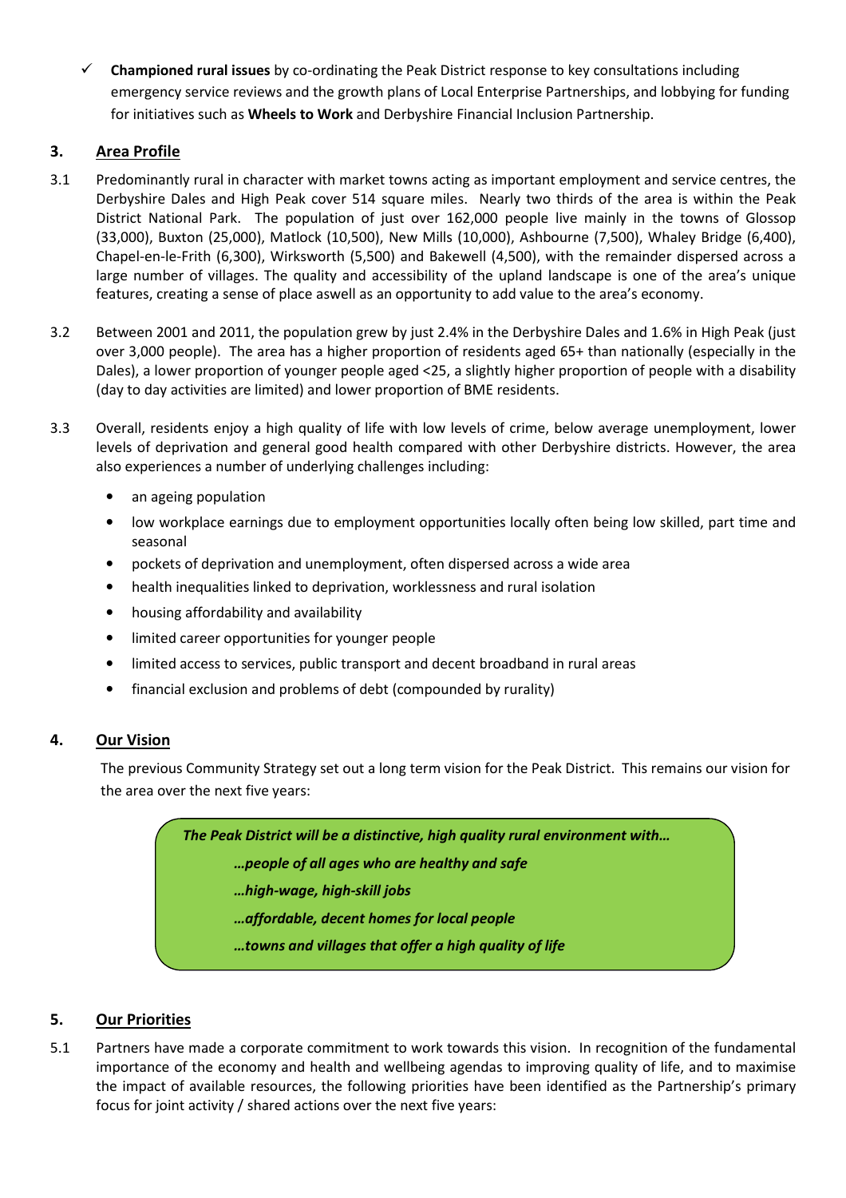- ✓ **Championed rural issues** by co-ordinating the Peak District response to key consultations including emergency service reviews and the growth plans of Local Enterprise Partnerships, and lobbying for funding for initiatives such as **Wheels to Work** and Derbyshire Financial Inclusion Partnership.

## 3. Area Profile

3.1 Predominantly rural in character with market towns acting as important employment and service centres, the Derbyshire Dales and High Peak cover 514 square miles. Nearly two thirds of the area is within the Peak District National Park. The population of just over 162,000 people live mainly in the towns of Glossop (33,000), Buxton (25,000), Matlock (10,500), New Mills (10,000), Ashbourne (7,500), Whaley Bridge (6,400), Chapel-en-le-Frith (6,300), Wirksworth (5,500) and Bakewell (4,500), with the remainder dispersed across a large number of villages. The quality and accessibility of the upland landscape is one of the area's unique features, creating a sense of place aswell as an opportunity to add value to the area's economy.

3.2 Between 2001 and 2011, the population grew by just 2.4% in the Derbyshire Dales and 1.6% in High Peak (just over 3,000 people). The area has a higher proportion of residents aged 65+ than nationally (especially in the Dales), a lower proportion of younger people aged <25, a slightly higher proportion of people with a disability (day to day activities are limited) and lower proportion of BME residents.

3.3 Overall, residents enjoy a high quality of life with low levels of crime, below average unemployment, lower levels of deprivation and general good health compared with other Derbyshire districts. However, the area also experiences a number of underlying challenges including:

- an ageing population
- low workplace earnings due to employment opportunities locally often being low skilled, part time and seasonal
- pockets of deprivation and unemployment, often dispersed across a wide area
- health inequalities linked to deprivation, worklessness and rural isolation
- housing affordability and availability
- limited career opportunities for younger people
- limited access to services, public transport and decent broadband in rural areas
- financial exclusion and problems of debt (compounded by rurality)

## 4. Our Vision

The previous Community Strategy set out a long term vision for the Peak District. This remains our vision for the area over the next five years:

> ***The Peak District will be a distinctive, high quality rural environment with…***
>
> ***…people of all ages who are healthy and safe***
>
> ***…high-wage, high-skill jobs***
>
> ***…affordable, decent homes for local people***
>
> ***…towns and villages that offer a high quality of life***

## 5. Our Priorities

5.1 Partners have made a corporate commitment to work towards this vision. In recognition of the fundamental importance of the economy and health and wellbeing agendas to improving quality of life, and to maximise the impact of available resources, the following priorities have been identified as the Partnership's primary focus for joint activity / shared actions over the next five years: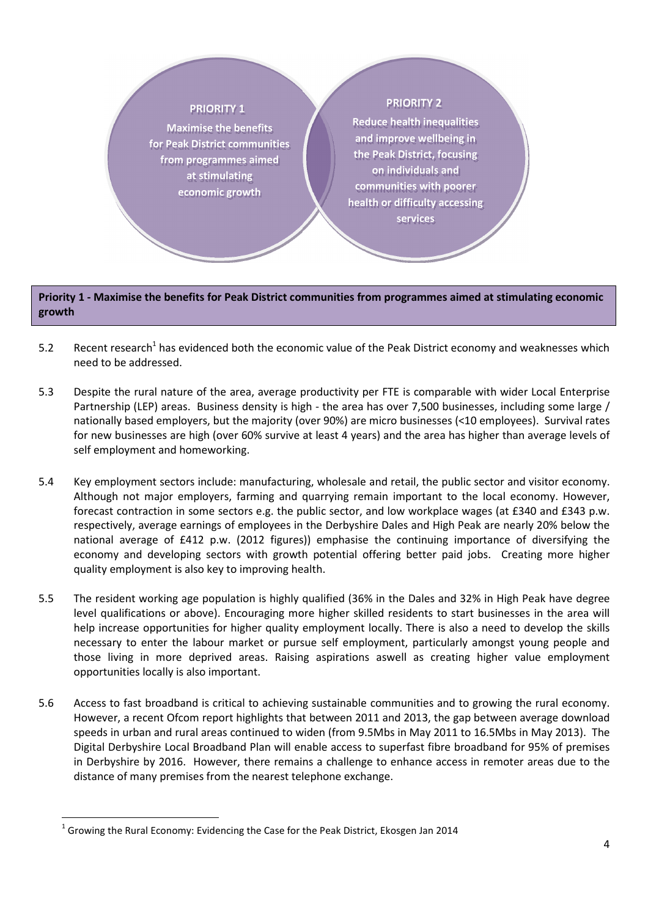**PRIORITY 1**

**Maximise the benefits for Peak District communities from programmes aimed at stimulating economic growth**

**PRIORITY 2**

**Reduce health inequalities and improve wellbeing in the Peak District, focusing on individuals and communities with poorer health or difficulty accessing services**

**Priority 1 - Maximise the benefits for Peak District communities from programmes aimed at stimulating economic growth**

5.2 Recent research[1] has evidenced both the economic value of the Peak District economy and weaknesses which need to be addressed.

5.3 Despite the rural nature of the area, average productivity per FTE is comparable with wider Local Enterprise Partnership (LEP) areas. Business density is high - the area has over 7,500 businesses, including some large / nationally based employers, but the majority (over 90%) are micro businesses (<10 employees). Survival rates for new businesses are high (over 60% survive at least 4 years) and the area has higher than average levels of self employment and homeworking.

5.4 Key employment sectors include: manufacturing, wholesale and retail, the public sector and visitor economy. Although not major employers, farming and quarrying remain important to the local economy. However, forecast contraction in some sectors e.g. the public sector, and low workplace wages (at £340 and £343 p.w. respectively, average earnings of employees in the Derbyshire Dales and High Peak are nearly 20% below the national average of £412 p.w. (2012 figures)) emphasise the continuing importance of diversifying the economy and developing sectors with growth potential offering better paid jobs. Creating more higher quality employment is also key to improving health.

5.5 The resident working age population is highly qualified (36% in the Dales and 32% in High Peak have degree level qualifications or above). Encouraging more higher skilled residents to start businesses in the area will help increase opportunities for higher quality employment locally. There is also a need to develop the skills necessary to enter the labour market or pursue self employment, particularly amongst young people and those living in more deprived areas. Raising aspirations aswell as creating higher value employment opportunities locally is also important.

5.6 Access to fast broadband is critical to achieving sustainable communities and to growing the rural economy. However, a recent Ofcom report highlights that between 2011 and 2013, the gap between average download speeds in urban and rural areas continued to widen (from 9.5Mbs in May 2011 to 16.5Mbs in May 2013). The Digital Derbyshire Local Broadband Plan will enable access to superfast fibre broadband for 95% of premises in Derbyshire by 2016. However, there remains a challenge to enhance access in remoter areas due to the distance of many premises from the nearest telephone exchange.

---

[1] Growing the Rural Economy: Evidencing the Case for the Peak District, Ekosgen Jan 2014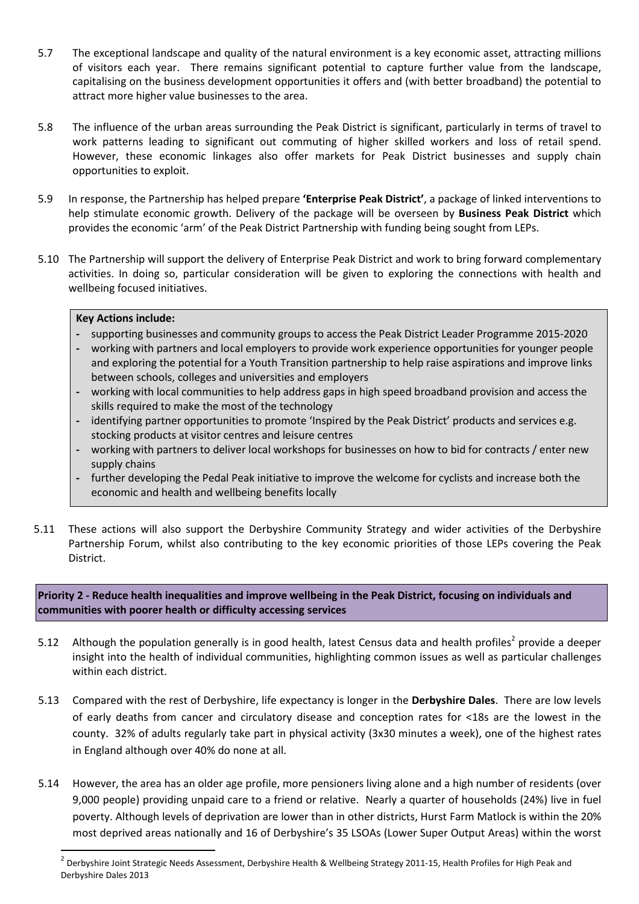5.7 The exceptional landscape and quality of the natural environment is a key economic asset, attracting millions of visitors each year. There remains significant potential to capture further value from the landscape, capitalising on the business development opportunities it offers and (with better broadband) the potential to attract more higher value businesses to the area.

5.8 The influence of the urban areas surrounding the Peak District is significant, particularly in terms of travel to work patterns leading to significant out commuting of higher skilled workers and loss of retail spend. However, these economic linkages also offer markets for Peak District businesses and supply chain opportunities to exploit.

5.9 In response, the Partnership has helped prepare **'Enterprise Peak District'**, a package of linked interventions to help stimulate economic growth. Delivery of the package will be overseen by **Business Peak District** which provides the economic 'arm' of the Peak District Partnership with funding being sought from LEPs.

5.10 The Partnership will support the delivery of Enterprise Peak District and work to bring forward complementary activities. In doing so, particular consideration will be given to exploring the connections with health and wellbeing focused initiatives.

**Key Actions include:**

- supporting businesses and community groups to access the Peak District Leader Programme 2015-2020
- working with partners and local employers to provide work experience opportunities for younger people and exploring the potential for a Youth Transition partnership to help raise aspirations and improve links between schools, colleges and universities and employers
- working with local communities to help address gaps in high speed broadband provision and access the skills required to make the most of the technology
- identifying partner opportunities to promote 'Inspired by the Peak District' products and services e.g. stocking products at visitor centres and leisure centres
- working with partners to deliver local workshops for businesses on how to bid for contracts / enter new supply chains
- further developing the Pedal Peak initiative to improve the welcome for cyclists and increase both the economic and health and wellbeing benefits locally

5.11 These actions will also support the Derbyshire Community Strategy and wider activities of the Derbyshire Partnership Forum, whilst also contributing to the key economic priorities of those LEPs covering the Peak District.

**Priority 2 - Reduce health inequalities and improve wellbeing in the Peak District, focusing on individuals and communities with poorer health or difficulty accessing services**

5.12 Although the population generally is in good health, latest Census data and health profiles[2] provide a deeper insight into the health of individual communities, highlighting common issues as well as particular challenges within each district.

5.13 Compared with the rest of Derbyshire, life expectancy is longer in the **Derbyshire Dales**. There are low levels of early deaths from cancer and circulatory disease and conception rates for <18s are the lowest in the county. 32% of adults regularly take part in physical activity (3x30 minutes a week), one of the highest rates in England although over 40% do none at all.

5.14 However, the area has an older age profile, more pensioners living alone and a high number of residents (over 9,000 people) providing unpaid care to a friend or relative. Nearly a quarter of households (24%) live in fuel poverty. Although levels of deprivation are lower than in other districts, Hurst Farm Matlock is within the 20% most deprived areas nationally and 16 of Derbyshire's 35 LSOAs (Lower Super Output Areas) within the worst

[2] Derbyshire Joint Strategic Needs Assessment, Derbyshire Health & Wellbeing Strategy 2011-15, Health Profiles for High Peak and Derbyshire Dales 2013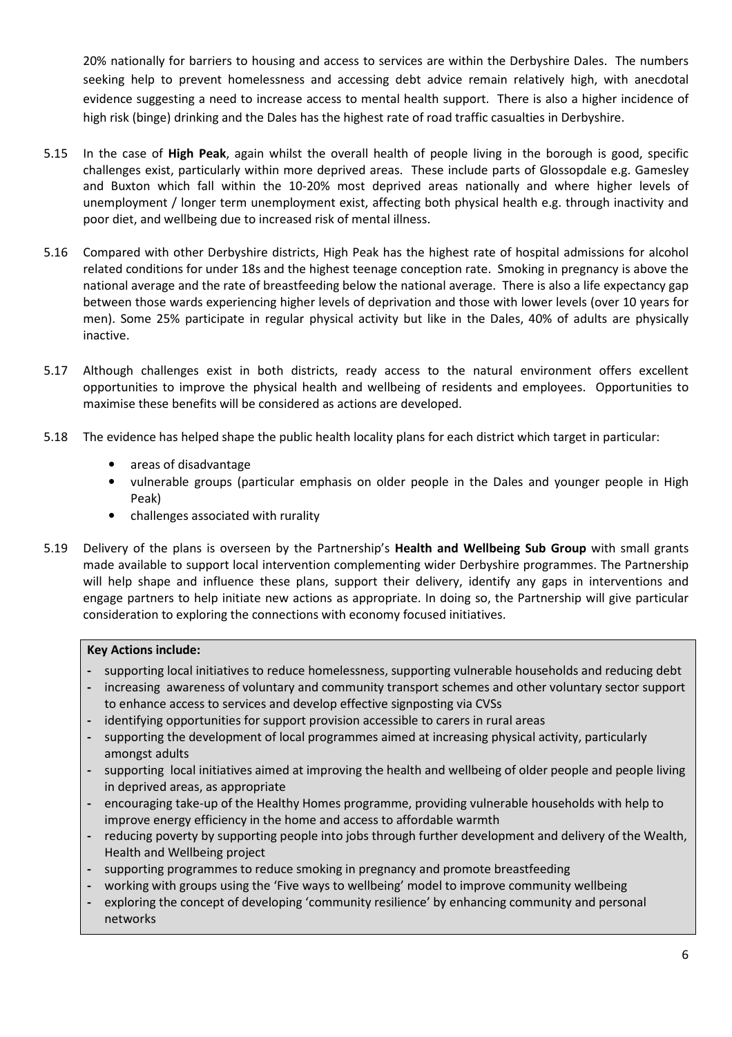20% nationally for barriers to housing and access to services are within the Derbyshire Dales. The numbers seeking help to prevent homelessness and accessing debt advice remain relatively high, with anecdotal evidence suggesting a need to increase access to mental health support. There is also a higher incidence of high risk (binge) drinking and the Dales has the highest rate of road traffic casualties in Derbyshire.

5.15 In the case of **High Peak**, again whilst the overall health of people living in the borough is good, specific challenges exist, particularly within more deprived areas. These include parts of Glossopdale e.g. Gamesley and Buxton which fall within the 10-20% most deprived areas nationally and where higher levels of unemployment / longer term unemployment exist, affecting both physical health e.g. through inactivity and poor diet, and wellbeing due to increased risk of mental illness.

5.16 Compared with other Derbyshire districts, High Peak has the highest rate of hospital admissions for alcohol related conditions for under 18s and the highest teenage conception rate. Smoking in pregnancy is above the national average and the rate of breastfeeding below the national average. There is also a life expectancy gap between those wards experiencing higher levels of deprivation and those with lower levels (over 10 years for men). Some 25% participate in regular physical activity but like in the Dales, 40% of adults are physically inactive.

5.17 Although challenges exist in both districts, ready access to the natural environment offers excellent opportunities to improve the physical health and wellbeing of residents and employees. Opportunities to maximise these benefits will be considered as actions are developed.

5.18 The evidence has helped shape the public health locality plans for each district which target in particular:

- areas of disadvantage
- vulnerable groups (particular emphasis on older people in the Dales and younger people in High Peak)
- challenges associated with rurality

5.19 Delivery of the plans is overseen by the Partnership's **Health and Wellbeing Sub Group** with small grants made available to support local intervention complementing wider Derbyshire programmes. The Partnership will help shape and influence these plans, support their delivery, identify any gaps in interventions and engage partners to help initiate new actions as appropriate. In doing so, the Partnership will give particular consideration to exploring the connections with economy focused initiatives.

**Key Actions include:**

- supporting local initiatives to reduce homelessness, supporting vulnerable households and reducing debt
- increasing awareness of voluntary and community transport schemes and other voluntary sector support to enhance access to services and develop effective signposting via CVSs
- identifying opportunities for support provision accessible to carers in rural areas
- supporting the development of local programmes aimed at increasing physical activity, particularly amongst adults
- supporting local initiatives aimed at improving the health and wellbeing of older people and people living in deprived areas, as appropriate
- encouraging take-up of the Healthy Homes programme, providing vulnerable households with help to improve energy efficiency in the home and access to affordable warmth
- reducing poverty by supporting people into jobs through further development and delivery of the Wealth, Health and Wellbeing project
- supporting programmes to reduce smoking in pregnancy and promote breastfeeding
- working with groups using the 'Five ways to wellbeing' model to improve community wellbeing
- exploring the concept of developing 'community resilience' by enhancing community and personal networks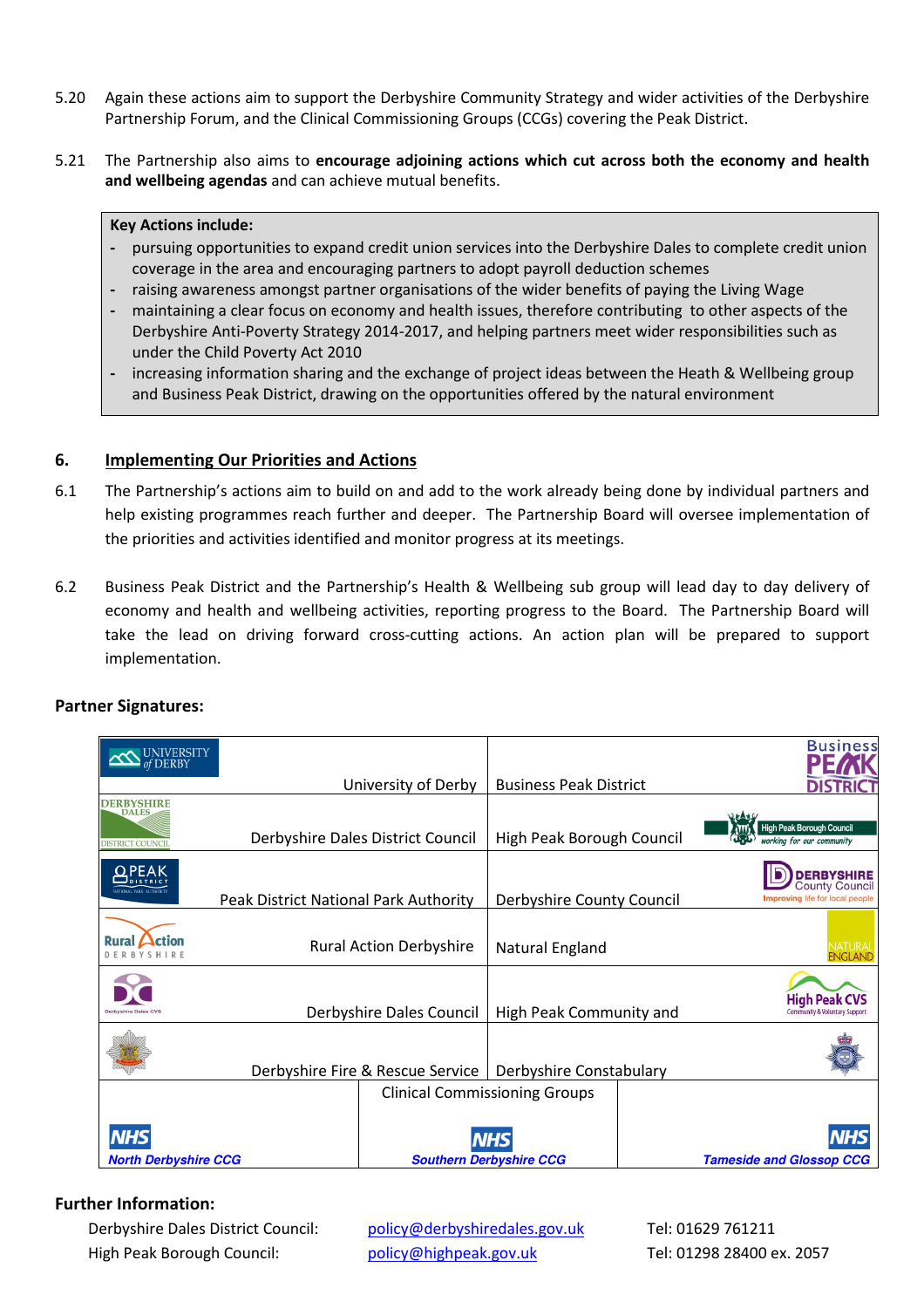5.20 Again these actions aim to support the Derbyshire Community Strategy and wider activities of the Derbyshire Partnership Forum, and the Clinical Commissioning Groups (CCGs) covering the Peak District.

5.21 The Partnership also aims to **encourage adjoining actions which cut across both the economy and health and wellbeing agendas** and can achieve mutual benefits.

**Key Actions include:**

- pursuing opportunities to expand credit union services into the Derbyshire Dales to complete credit union coverage in the area and encouraging partners to adopt payroll deduction schemes
- raising awareness amongst partner organisations of the wider benefits of paying the Living Wage
- maintaining a clear focus on economy and health issues, therefore contributing to other aspects of the Derbyshire Anti-Poverty Strategy 2014-2017, and helping partners meet wider responsibilities such as under the Child Poverty Act 2010
- increasing information sharing and the exchange of project ideas between the Heath & Wellbeing group and Business Peak District, drawing on the opportunities offered by the natural environment

## 6. Implementing Our Priorities and Actions

6.1 The Partnership's actions aim to build on and add to the work already being done by individual partners and help existing programmes reach further and deeper. The Partnership Board will oversee implementation of the priorities and activities identified and monitor progress at its meetings.

6.2 Business Peak District and the Partnership's Health & Wellbeing sub group will lead day to day delivery of economy and health and wellbeing activities, reporting progress to the Board. The Partnership Board will take the lead on driving forward cross-cutting actions. An action plan will be prepared to support implementation.

**Partner Signatures:**

| | |
|---|---|
| University of Derby | Business Peak District |
| Derbyshire Dales District Council | High Peak Borough Council |
| Peak District National Park Authority | Derbyshire County Council |
| Rural Action Derbyshire | Natural England |
| Derbyshire Dales Council | High Peak Community and |
| Derbyshire Fire & Rescue Service | Derbyshire Constabulary |

| Clinical Commissioning Groups | | |
|---|---|---|
| North Derbyshire CCG | Southern Derbyshire CCG | Tameside and Glossop CCG |

**Further Information:**

Derbyshire Dales District Council: policy@derbyshiredales.gov.uk Tel: 01629 761211

High Peak Borough Council: policy@highpeak.gov.uk Tel: 01298 28400 ex. 2057